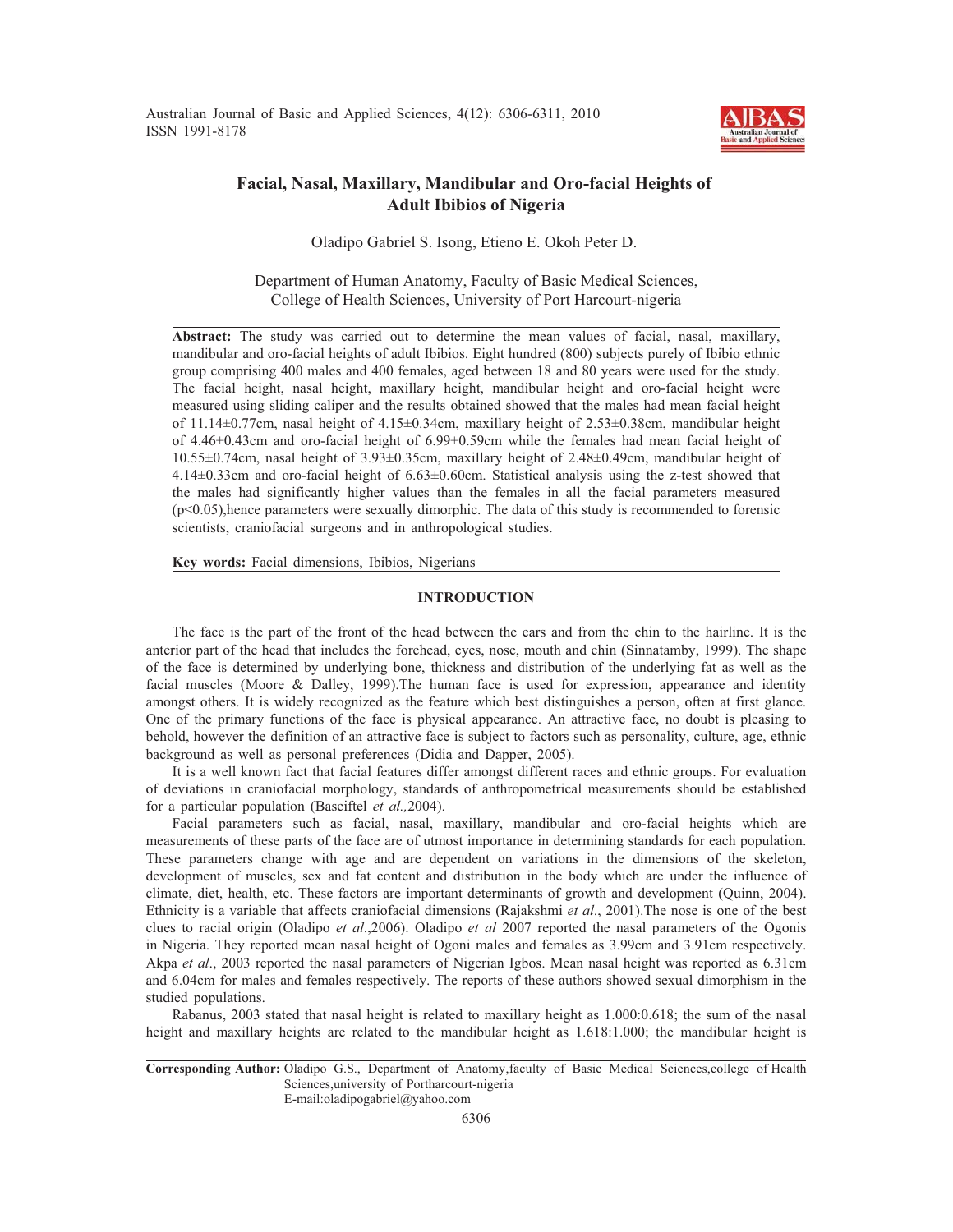# Facial, Nasal, Maxillary, Mandibular and Oro-facial Heights of Adult Ibibios of Nigeria

Oladipo Gabriel S. Isong, Etieno E. Okoh Peter D.

Department of Human Anatomy, Faculty of Basic Medical Sciences, College of Health Sciences, University of Port Harcourt-nigeria

**Abstract:** The study was carried out to determine the mean values of facial, nasal, maxillary, mandibular and oro-facial heights of adult Ibibios. Eight hundred (800) subjects purely of Ibibio ethnic group comprising 400 males and 400 females, aged between 18 and 80 years were used for the study. The facial height, nasal height, maxillary height, mandibular height and oro-facial height were measured using sliding caliper and the results obtained showed that the males had mean facial height of 11.14±0.77cm, nasal height of 4.15±0.34cm, maxillary height of 2.53±0.38cm, mandibular height of 4.46±0.43cm and oro-facial height of 6.99±0.59cm while the females had mean facial height of 10.55±0.74cm, nasal height of 3.93±0.35cm, maxillary height of 2.48±0.49cm, mandibular height of 4.14±0.33cm and oro-facial height of 6.63±0.60cm. Statistical analysis using the z-test showed that the males had significantly higher values than the females in all the facial parameters measured ($p<0.05$),hence parameters were sexually dimorphic. The data of this study is recommended to forensic scientists, craniofacial surgeons and in anthropological studies.

**Key words:** Facial dimensions, Ibibios, Nigerians

## INTRODUCTION

The face is the part of the front of the head between the ears and from the chin to the hairline. It is the anterior part of the head that includes the forehead, eyes, nose, mouth and chin (Sinnatamby, 1999). The shape of the face is determined by underlying bone, thickness and distribution of the underlying fat as well as the facial muscles (Moore & Dalley, 1999).The human face is used for expression, appearance and identity amongst others. It is widely recognized as the feature which best distinguishes a person, often at first glance. One of the primary functions of the face is physical appearance. An attractive face, no doubt is pleasing to behold, however the definition of an attractive face is subject to factors such as personality, culture, age, ethnic background as well as personal preferences (Didia and Dapper, 2005).

It is a well known fact that facial features differ amongst different races and ethnic groups. For evaluation of deviations in craniofacial morphology, standards of anthropometrical measurements should be established for a particular population (Basciftel *et al.,*2004).

Facial parameters such as facial, nasal, maxillary, mandibular and oro-facial heights which are measurements of these parts of the face are of utmost importance in determining standards for each population. These parameters change with age and are dependent on variations in the dimensions of the skeleton, development of muscles, sex and fat content and distribution in the body which are under the influence of climate, diet, health, etc. These factors are important determinants of growth and development (Quinn, 2004). Ethnicity is a variable that affects craniofacial dimensions (Rajakshmi *et al*., 2001).The nose is one of the best clues to racial origin (Oladipo *et al*.,2006). Oladipo *et al* 2007 reported the nasal parameters of the Ogonis in Nigeria. They reported mean nasal height of Ogoni males and females as 3.99cm and 3.91cm respectively. Akpa *et al*., 2003 reported the nasal parameters of Nigerian Igbos. Mean nasal height was reported as 6.31cm and 6.04cm for males and females respectively. The reports of these authors showed sexual dimorphism in the studied populations.

Rabanus, 2003 stated that nasal height is related to maxillary height as 1.000:0.618; the sum of the nasal height and maxillary heights are related to the mandibular height as 1.618:1.000; the mandibular height is

**Corresponding Author:** Oladipo G.S., Department of Anatomy,faculty of Basic Medical Sciences,college of Health Sciences,university of Portharcourt-nigeria
E-mail:oladipogabriel@yahoo.com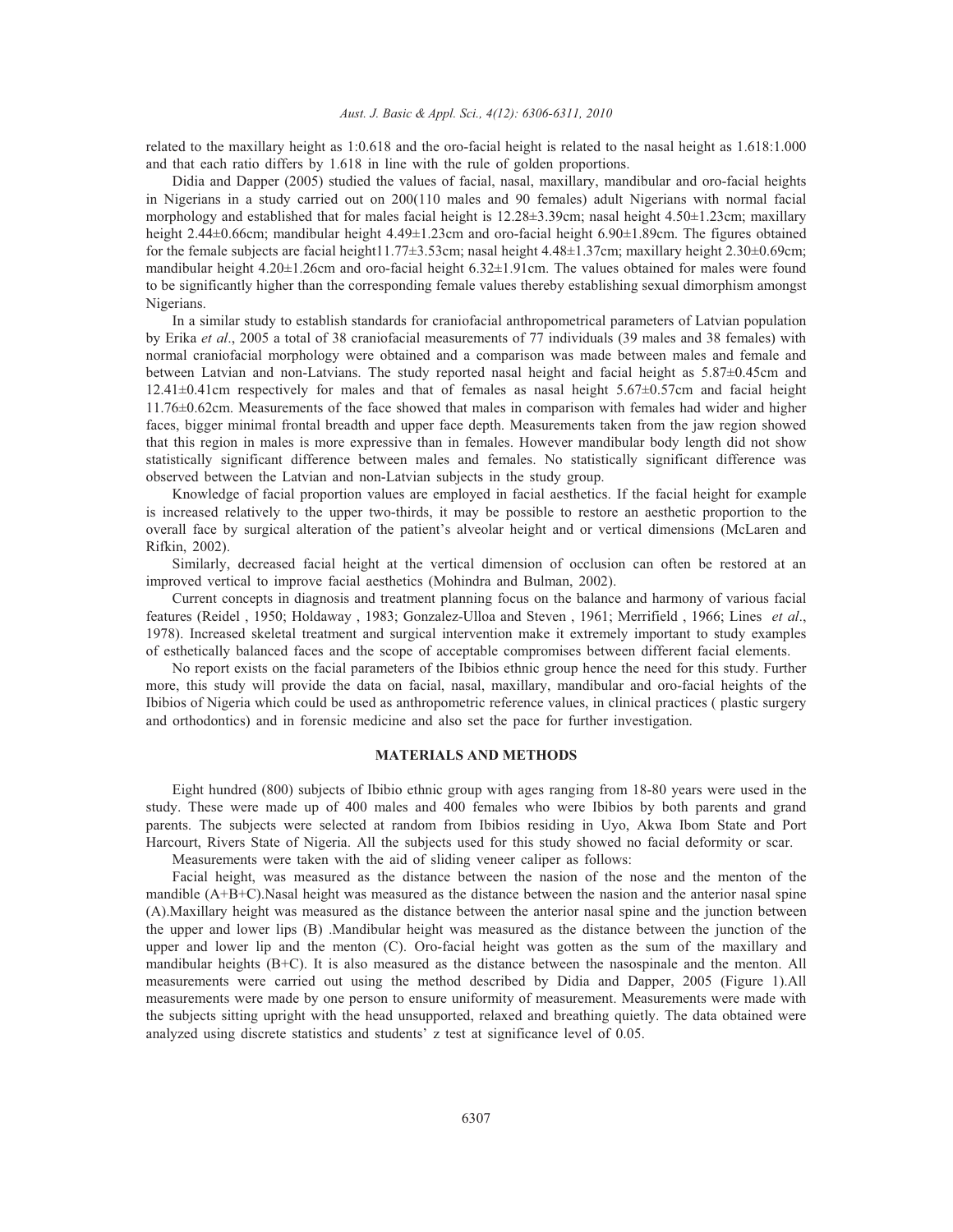related to the maxillary height as 1:0.618 and the oro-facial height is related to the nasal height as 1.618:1.000 and that each ratio differs by 1.618 in line with the rule of golden proportions.

Didia and Dapper (2005) studied the values of facial, nasal, maxillary, mandibular and oro-facial heights in Nigerians in a study carried out on 200(110 males and 90 females) adult Nigerians with normal facial morphology and established that for males facial height is 12.28±3.39cm; nasal height 4.50±1.23cm; maxillary height 2.44±0.66cm; mandibular height 4.49±1.23cm and oro-facial height 6.90±1.89cm. The figures obtained for the female subjects are facial height11.77±3.53cm; nasal height 4.48±1.37cm; maxillary height 2.30±0.69cm; mandibular height 4.20±1.26cm and oro-facial height 6.32±1.91cm. The values obtained for males were found to be significantly higher than the corresponding female values thereby establishing sexual dimorphism amongst Nigerians.

In a similar study to establish standards for craniofacial anthropometrical parameters of Latvian population by Erika *et al*., 2005 a total of 38 craniofacial measurements of 77 individuals (39 males and 38 females) with normal craniofacial morphology were obtained and a comparison was made between males and female and between Latvian and non-Latvians. The study reported nasal height and facial height as 5.87±0.45cm and 12.41±0.41cm respectively for males and that of females as nasal height 5.67±0.57cm and facial height 11.76±0.62cm. Measurements of the face showed that males in comparison with females had wider and higher faces, bigger minimal frontal breadth and upper face depth. Measurements taken from the jaw region showed that this region in males is more expressive than in females. However mandibular body length did not show statistically significant difference between males and females. No statistically significant difference was observed between the Latvian and non-Latvian subjects in the study group.

Knowledge of facial proportion values are employed in facial aesthetics. If the facial height for example is increased relatively to the upper two-thirds, it may be possible to restore an aesthetic proportion to the overall face by surgical alteration of the patient's alveolar height and or vertical dimensions (McLaren and Rifkin, 2002).

Similarly, decreased facial height at the vertical dimension of occlusion can often be restored at an improved vertical to improve facial aesthetics (Mohindra and Bulman, 2002).

Current concepts in diagnosis and treatment planning focus on the balance and harmony of various facial features (Reidel , 1950; Holdaway , 1983; Gonzalez-Ulloa and Steven , 1961; Merrifield , 1966; Lines *et al*., 1978). Increased skeletal treatment and surgical intervention make it extremely important to study examples of esthetically balanced faces and the scope of acceptable compromises between different facial elements.

No report exists on the facial parameters of the Ibibios ethnic group hence the need for this study. Further more, this study will provide the data on facial, nasal, maxillary, mandibular and oro-facial heights of the Ibibios of Nigeria which could be used as anthropometric reference values, in clinical practices ( plastic surgery and orthodontics) and in forensic medicine and also set the pace for further investigation.

## MATERIALS AND METHODS

Eight hundred (800) subjects of Ibibio ethnic group with ages ranging from 18-80 years were used in the study. These were made up of 400 males and 400 females who were Ibibios by both parents and grand parents. The subjects were selected at random from Ibibios residing in Uyo, Akwa Ibom State and Port Harcourt, Rivers State of Nigeria. All the subjects used for this study showed no facial deformity or scar.

Measurements were taken with the aid of sliding veneer caliper as follows:

Facial height, was measured as the distance between the nasion of the nose and the menton of the mandible (A+B+C).Nasal height was measured as the distance between the nasion and the anterior nasal spine (A).Maxillary height was measured as the distance between the anterior nasal spine and the junction between the upper and lower lips (B) .Mandibular height was measured as the distance between the junction of the upper and lower lip and the menton (C). Oro-facial height was gotten as the sum of the maxillary and mandibular heights (B+C). It is also measured as the distance between the nasospinale and the menton. All measurements were carried out using the method described by Didia and Dapper, 2005 (Figure 1).All measurements were made by one person to ensure uniformity of measurement. Measurements were made with the subjects sitting upright with the head unsupported, relaxed and breathing quietly. The data obtained were analyzed using discrete statistics and students' z test at significance level of 0.05.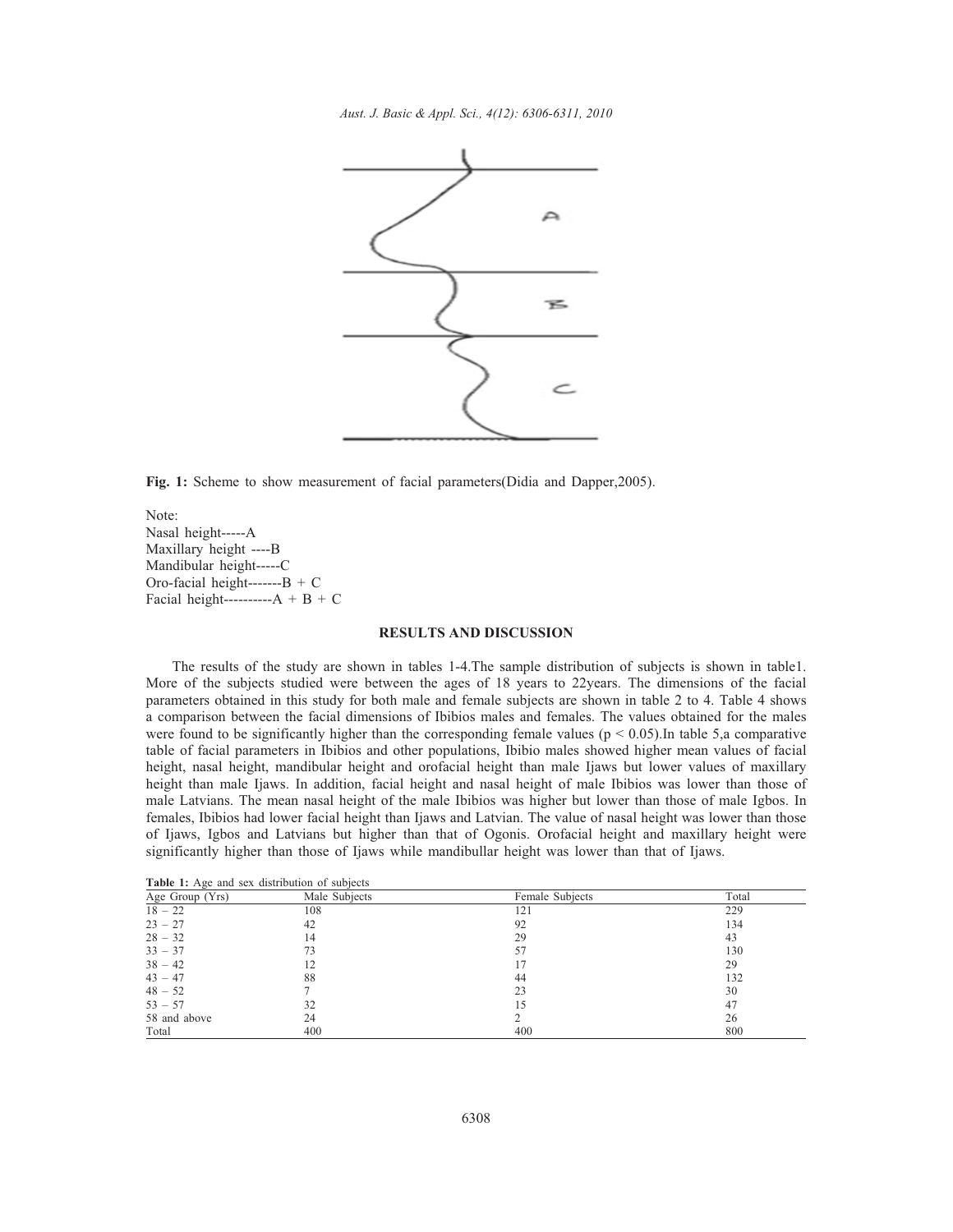**Fig. 1:** Scheme to show measurement of facial parameters(Didia and Dapper,2005).

Note:
Nasal height-----A
Maxillary height ----B
Mandibular height-----C
Oro-facial height-------B + C
Facial height----------A + B + C

## RESULTS AND DISCUSSION

The results of the study are shown in tables 1-4.The sample distribution of subjects is shown in table1. More of the subjects studied were between the ages of 18 years to 22years. The dimensions of the facial parameters obtained in this study for both male and female subjects are shown in table 2 to 4. Table 4 shows a comparison between the facial dimensions of Ibibios males and females. The values obtained for the males were found to be significantly higher than the corresponding female values ($p < 0.05$).In table 5,a comparative table of facial parameters in Ibibios and other populations, Ibibio males showed higher mean values of facial height, nasal height, mandibular height and orofacial height than male Ijaws but lower values of maxillary height than male Ijaws. In addition, facial height and nasal height of male Ibibios was lower than those of male Latvians. The mean nasal height of the male Ibibios was higher but lower than those of male Igbos. In females, Ibibios had lower facial height than Ijaws and Latvian. The value of nasal height was lower than those of Ijaws, Igbos and Latvians but higher than that of Ogonis. Orofacial height and maxillary height were significantly higher than those of Ijaws while mandibullar height was lower than that of Ijaws.

**Table 1:** Age and sex distribution of subjects

| Age Group (Yrs) | Male Subjects | Female Subjects | Total |
|---|---|---|---|
| 18 – 22 | 108 | 121 | 229 |
| 23 – 27 | 42 | 92 | 134 |
| 28 – 32 | 14 | 29 | 43 |
| 33 – 37 | 73 | 57 | 130 |
| 38 – 42 | 12 | 17 | 29 |
| 43 – 47 | 88 | 44 | 132 |
| 48 – 52 | 7 | 23 | 30 |
| 53 – 57 | 32 | 15 | 47 |
| 58 and above | 24 | 2 | 26 |
| Total | 400 | 400 | 800 |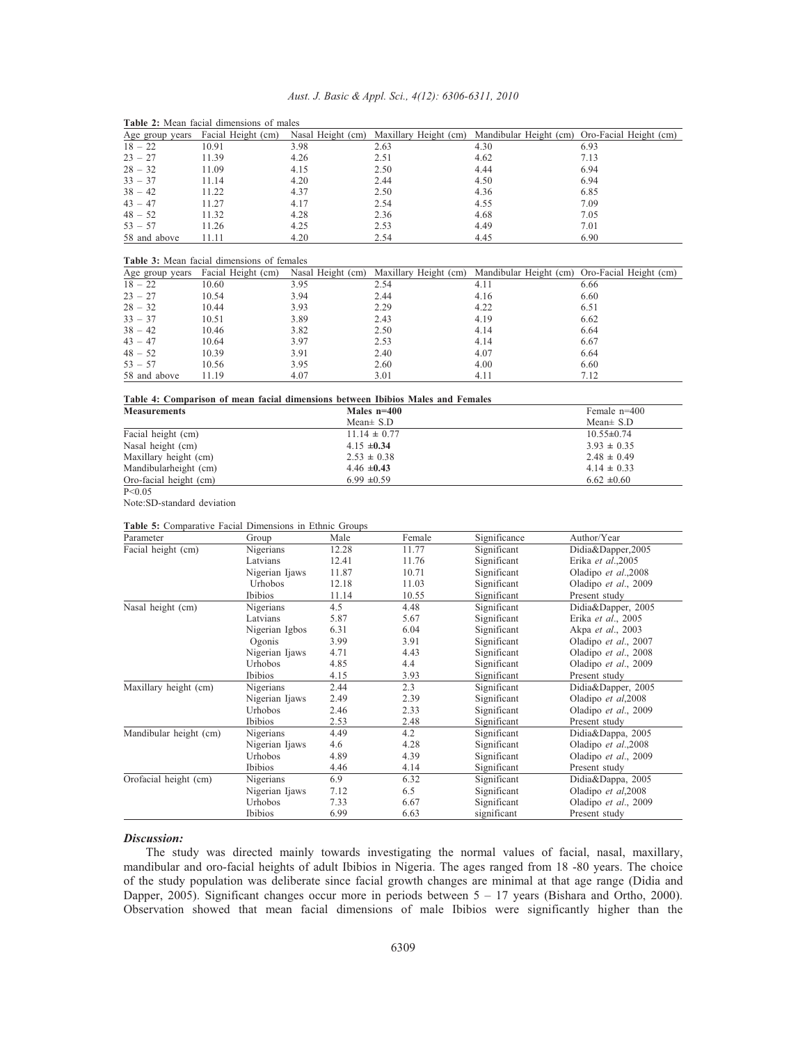**Table 2:** Mean facial dimensions of males

| Age group years | Facial Height (cm) | Nasal Height (cm) | Maxillary Height (cm) | Mandibular Height (cm) | Oro-Facial Height (cm) |
|---|---|---|---|---|---|
| 18 – 22 | 10.91 | 3.98 | 2.63 | 4.30 | 6.93 |
| 23 – 27 | 11.39 | 4.26 | 2.51 | 4.62 | 7.13 |
| 28 – 32 | 11.09 | 4.15 | 2.50 | 4.44 | 6.94 |
| 33 – 37 | 11.14 | 4.20 | 2.44 | 4.50 | 6.94 |
| 38 – 42 | 11.22 | 4.37 | 2.50 | 4.36 | 6.85 |
| 43 – 47 | 11.27 | 4.17 | 2.54 | 4.55 | 7.09 |
| 48 – 52 | 11.32 | 4.28 | 2.36 | 4.68 | 7.05 |
| 53 – 57 | 11.26 | 4.25 | 2.53 | 4.49 | 7.01 |
| 58 and above | 11.11 | 4.20 | 2.54 | 4.45 | 6.90 |

**Table 3:** Mean facial dimensions of females

| Age group years | Facial Height (cm) | Nasal Height (cm) | Maxillary Height (cm) | Mandibular Height (cm) | Oro-Facial Height (cm) |
|---|---|---|---|---|---|
| 18 – 22 | 10.60 | 3.95 | 2.54 | 4.11 | 6.66 |
| 23 – 27 | 10.54 | 3.94 | 2.44 | 4.16 | 6.60 |
| 28 – 32 | 10.44 | 3.93 | 2.29 | 4.22 | 6.51 |
| 33 – 37 | 10.51 | 3.89 | 2.43 | 4.19 | 6.62 |
| 38 – 42 | 10.46 | 3.82 | 2.50 | 4.14 | 6.64 |
| 43 – 47 | 10.64 | 3.97 | 2.53 | 4.14 | 6.67 |
| 48 – 52 | 10.39 | 3.91 | 2.40 | 4.07 | 6.64 |
| 53 – 57 | 10.56 | 3.95 | 2.60 | 4.00 | 6.60 |
| 58 and above | 11.19 | 4.07 | 3.01 | 4.11 | 7.12 |

**Table 4: Comparison of mean facial dimensions between Ibibios Males and Females**

| **Measurements** | **Males n=400** | Female n=400 |
|---|---|---|
| | Mean± S.D | Mean± S.D |
| Facial height (cm) | 11.14 ± 0.77 | 10.55±0.74 |
| Nasal height (cm) | 4.15 ±**0.34** | 3.93 ± 0.35 |
| Maxillary height (cm) | 2.53 ± 0.38 | 2.48 ± 0.49 |
| Mandibularheight (cm) | 4.46 ±**0.43** | 4.14 ± 0.33 |
| Oro-facial height (cm) | 6.99 ±0.59 | 6.62 ±0.60 |

$P<0.05$

Note:SD-standard deviation

**Table 5:** Comparative Facial Dimensions in Ethnic Groups

| Parameter | Group | Male | Female | Significance | Author/Year |
|---|---|---|---|---|---|
| Facial height (cm) | Nigerians | 12.28 | 11.77 | Significant | Didia&Dapper,2005 |
| | Latvians | 12.41 | 11.76 | Significant | Erika *et al*.,2005 |
| | Nigerian Ijaws | 11.87 | 10.71 | Significant | Oladipo *et al*.,2008 |
| | Urhobos | 12.18 | 11.03 | Significant | Oladipo *et al*., 2009 |
| | Ibibios | 11.14 | 10.55 | Significant | Present study |
| Nasal height (cm) | Nigerians | 4.5 | 4.48 | Significant | Didia&Dapper, 2005 |
| | Latvians | 5.87 | 5.67 | Significant | Erika *et al*., 2005 |
| | Nigerian Igbos | 6.31 | 6.04 | Significant | Akpa *et al*., 2003 |
| | Ogonis | 3.99 | 3.91 | Significant | Oladipo *et al*., 2007 |
| | Nigerian Ijaws | 4.71 | 4.43 | Significant | Oladipo *et al*., 2008 |
| | Urhobos | 4.85 | 4.4 | Significant | Oladipo *et al*., 2009 |
| | Ibibios | 4.15 | 3.93 | Significant | Present study |
| Maxillary height (cm) | Nigerians | 2.44 | 2.3 | Significant | Didia&Dapper, 2005 |
| | Nigerian Ijaws | 2.49 | 2.39 | Significant | Oladipo *et al*,2008 |
| | Urhobos | 2.46 | 2.33 | Significant | Oladipo *et al*., 2009 |
| | Ibibios | 2.53 | 2.48 | Significant | Present study |
| Mandibular height (cm) | Nigerians | 4.49 | 4.2 | Significant | Didia&Dappa, 2005 |
| | Nigerian Ijaws | 4.6 | 4.28 | Significant | Oladipo *et al*.,2008 |
| | Urhobos | 4.89 | 4.39 | Significant | Oladipo *et al*., 2009 |
| | Ibibios | 4.46 | 4.14 | Significant | Present study |
| Orofacial height (cm) | Nigerians | 6.9 | 6.32 | Significant | Didia&Dappa, 2005 |
| | Nigerian Ijaws | 7.12 | 6.5 | Significant | Oladipo *et al*,2008 |
| | Urhobos | 7.33 | 6.67 | Significant | Oladipo *et al*., 2009 |
| | Ibibios | 6.99 | 6.63 | significant | Present study |

### *Discussion:*

The study was directed mainly towards investigating the normal values of facial, nasal, maxillary, mandibular and oro-facial heights of adult Ibibios in Nigeria. The ages ranged from 18 -80 years. The choice of the study population was deliberate since facial growth changes are minimal at that age range (Didia and Dapper, 2005). Significant changes occur more in periods between 5 – 17 years (Bishara and Ortho, 2000). Observation showed that mean facial dimensions of male Ibibios were significantly higher than the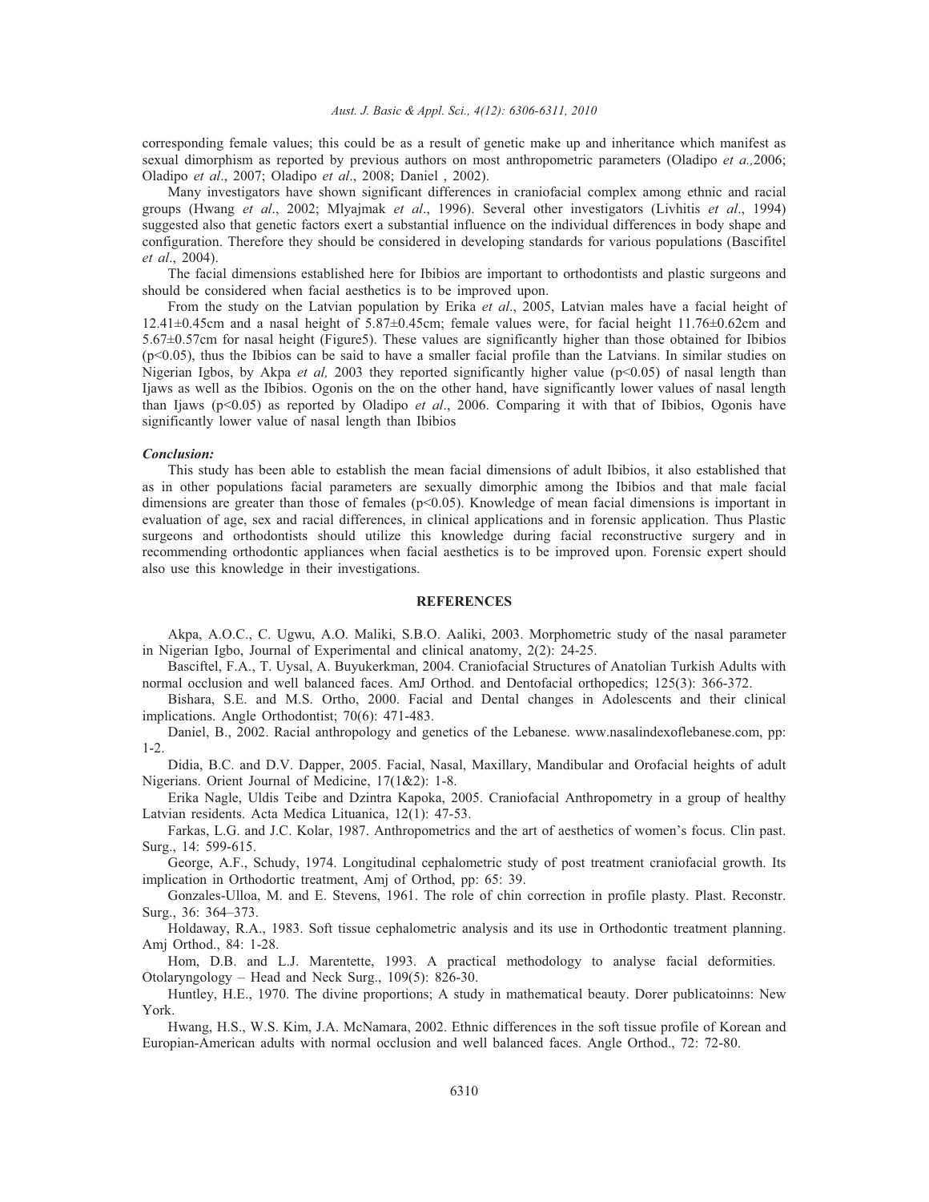corresponding female values; this could be as a result of genetic make up and inheritance which manifest as sexual dimorphism as reported by previous authors on most anthropometric parameters (Oladipo *et a.,*2006; Oladipo *et al*., 2007; Oladipo *et al*., 2008; Daniel , 2002).

Many investigators have shown significant differences in craniofacial complex among ethnic and racial groups (Hwang *et al*., 2002; Mlyajmak *et al*., 1996). Several other investigators (Livhitis *et al*., 1994) suggested also that genetic factors exert a substantial influence on the individual differences in body shape and configuration. Therefore they should be considered in developing standards for various populations (Bascifitel *et al*., 2004).

The facial dimensions established here for Ibibios are important to orthodontists and plastic surgeons and should be considered when facial aesthetics is to be improved upon.

From the study on the Latvian population by Erika *et al*., 2005, Latvian males have a facial height of 12.41±0.45cm and a nasal height of 5.87±0.45cm; female values were, for facial height 11.76±0.62cm and 5.67±0.57cm for nasal height (Figure5). These values are significantly higher than those obtained for Ibibios ($p<0.05$), thus the Ibibios can be said to have a smaller facial profile than the Latvians. In similar studies on Nigerian Igbos, by Akpa *et al,* 2003 they reported significantly higher value ($p<0.05$) of nasal length than Ijaws as well as the Ibibios. Ogonis on the on the other hand, have significantly lower values of nasal length than Ijaws ($p<0.05$) as reported by Oladipo *et al*., 2006. Comparing it with that of Ibibios, Ogonis have significantly lower value of nasal length than Ibibios

***Conclusion:***

This study has been able to establish the mean facial dimensions of adult Ibibios, it also established that as in other populations facial parameters are sexually dimorphic among the Ibibios and that male facial dimensions are greater than those of females ($p<0.05$). Knowledge of mean facial dimensions is important in evaluation of age, sex and racial differences, in clinical applications and in forensic application. Thus Plastic surgeons and orthodontists should utilize this knowledge during facial reconstructive surgery and in recommending orthodontic appliances when facial aesthetics is to be improved upon. Forensic expert should also use this knowledge in their investigations.

## REFERENCES

Akpa, A.O.C., C. Ugwu, A.O. Maliki, S.B.O. Aaliki, 2003. Morphometric study of the nasal parameter in Nigerian Igbo, Journal of Experimental and clinical anatomy, 2(2): 24-25.

Basciftel, F.A., T. Uysal, A. Buyukerkman, 2004. Craniofacial Structures of Anatolian Turkish Adults with normal occlusion and well balanced faces. AmJ Orthod. and Dentofacial orthopedics; 125(3): 366-372.

Bishara, S.E. and M.S. Ortho, 2000. Facial and Dental changes in Adolescents and their clinical implications. Angle Orthodontist; 70(6): 471-483.

Daniel, B., 2002. Racial anthropology and genetics of the Lebanese. www.nasalindexoflebanese.com, pp: 1-2.

Didia, B.C. and D.V. Dapper, 2005. Facial, Nasal, Maxillary, Mandibular and Orofacial heights of adult Nigerians. Orient Journal of Medicine, 17(1&2): 1-8.

Erika Nagle, Uldis Teibe and Dzintra Kapoka, 2005. Craniofacial Anthropometry in a group of healthy Latvian residents. Acta Medica Lituanica, 12(1): 47-53.

Farkas, L.G. and J.C. Kolar, 1987. Anthropometrics and the art of aesthetics of women's focus. Clin past. Surg., 14: 599-615.

George, A.F., Schudy, 1974. Longitudinal cephalometric study of post treatment craniofacial growth. Its implication in Orthodortic treatment, Amj of Orthod, pp: 65: 39.

Gonzales-Ulloa, M. and E. Stevens, 1961. The role of chin correction in profile plasty. Plast. Reconstr. Surg., 36: 364–373.

Holdaway, R.A., 1983. Soft tissue cephalometric analysis and its use in Orthodontic treatment planning. Amj Orthod., 84: 1-28.

Hom, D.B. and L.J. Marentette, 1993. A practical methodology to analyse facial deformities. Otolaryngology – Head and Neck Surg., 109(5): 826-30.

Huntley, H.E., 1970. The divine proportions; A study in mathematical beauty. Dorer publicatoinns: New York.

Hwang, H.S., W.S. Kim, J.A. McNamara, 2002. Ethnic differences in the soft tissue profile of Korean and Europian-American adults with normal occlusion and well balanced faces. Angle Orthod., 72: 72-80.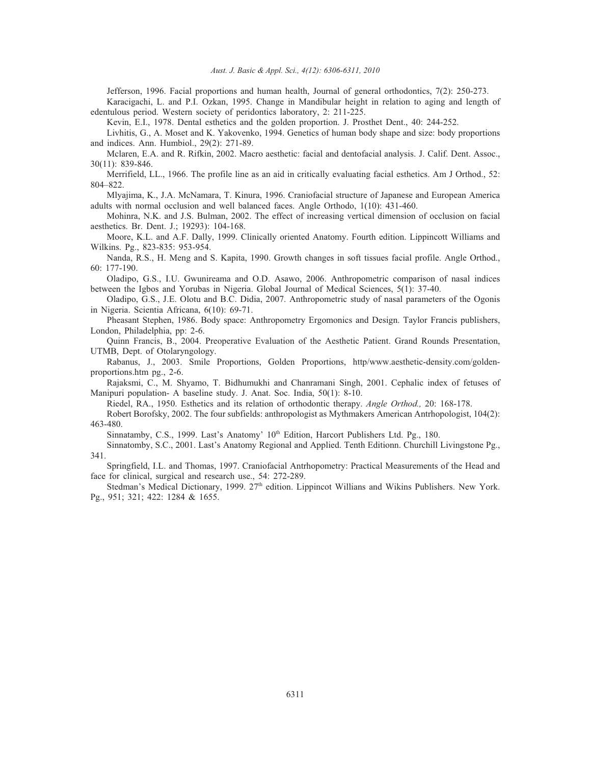Jefferson, 1996. Facial proportions and human health, Journal of general orthodontics, 7(2): 250-273.

Karacigachi, L. and P.I. Ozkan, 1995. Change in Mandibular height in relation to aging and length of edentulous period. Western society of peridontics laboratory, 2: 211-225.

Kevin, E.I., 1978. Dental esthetics and the golden proportion. J. Prosthet Dent., 40: 244-252.

Livhitis, G., A. Moset and K. Yakovenko, 1994. Genetics of human body shape and size: body proportions and indices. Ann. Humbiol., 29(2): 271-89.

Mclaren, E.A. and R. Rifkin, 2002. Macro aesthetic: facial and dentofacial analysis. J. Calif. Dent. Assoc., 30(11): 839-846.

Merrifield, LL., 1966. The profile line as an aid in critically evaluating facial esthetics. Am J Orthod., 52: 804–822.

Mlyajima, K., J.A. McNamara, T. Kinura, 1996. Craniofacial structure of Japanese and European America adults with normal occlusion and well balanced faces. Angle Orthodo, 1(10): 431-460.

Mohinra, N.K. and J.S. Bulman, 2002. The effect of increasing vertical dimension of occlusion on facial aesthetics. Br. Dent. J.; 19293): 104-168.

Moore, K.L. and A.F. Dally, 1999. Clinically oriented Anatomy. Fourth edition. Lippincott Williams and Wilkins. Pg., 823-835: 953-954.

Nanda, R.S., H. Meng and S. Kapita, 1990. Growth changes in soft tissues facial profile. Angle Orthod., 60: 177-190.

Oladipo, G.S., I.U. Gwunireama and O.D. Asawo, 2006. Anthropometric comparison of nasal indices between the Igbos and Yorubas in Nigeria. Global Journal of Medical Sciences, 5(1): 37-40.

Oladipo, G.S., J.E. Olotu and B.C. Didia, 2007. Anthropometric study of nasal parameters of the Ogonis in Nigeria. Scientia Africana, 6(10): 69-71.

Pheasant Stephen, 1986. Body space: Anthropometry Ergomonics and Design. Taylor Francis publishers, London, Philadelphia, pp: 2-6.

Quinn Francis, B., 2004. Preoperative Evaluation of the Aesthetic Patient. Grand Rounds Presentation, UTMB, Dept. of Otolaryngology.

Rabanus, J., 2003. Smile Proportions, Golden Proportions, http/www.aesthetic-density.com/golden-proportions.htm pg., 2-6.

Rajaksmi, C., M. Shyamo, T. Bidhumukhi and Chanramani Singh, 2001. Cephalic index of fetuses of Manipuri population- A baseline study. J. Anat. Soc. India, 50(1): 8-10.

Riedel, RA., 1950. Esthetics and its relation of orthodontic therapy. *Angle Orthod.,* 20: 168-178.

Robert Borofsky, 2002. The four subfields: anthropologist as Mythmakers American Antrhopologist, 104(2): 463-480.

Sinnatamby, C.S., 1999. Last's Anatomy' 10th Edition, Harcort Publishers Ltd. Pg., 180.

Sinnatomby, S.C., 2001. Last's Anatomy Regional and Applied. Tenth Editionn. Churchill Livingstone Pg., 341.

Springfield, I.L. and Thomas, 1997. Craniofacial Antrhopometry: Practical Measurements of the Head and face for clinical, surgical and research use., 54: 272-289.

Stedman's Medical Dictionary, 1999. 27th edition. Lippincot Willians and Wikins Publishers. New York. Pg., 951; 321; 422: 1284 & 1655.